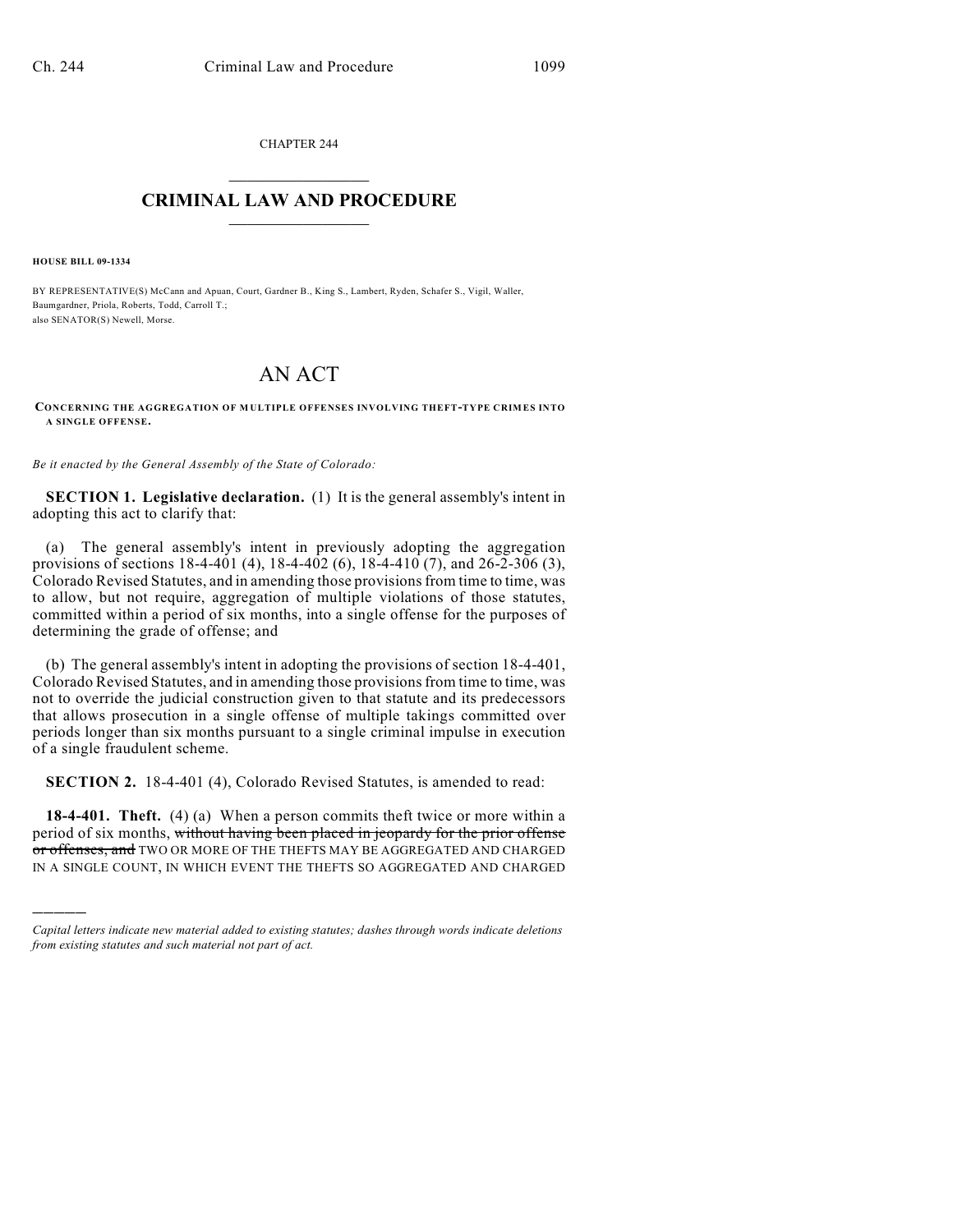CHAPTER 244

# CRIMINAL LAW AND PROCEDURE

**HOUSE BILL 09-1334**

BY REPRESENTATIVE(S) McCann and Apuan, Court, Gardner B., King S., Lambert, Ryden, Schafer S., Vigil, Waller, Baumgardner, Priola, Roberts, Todd, Carroll T.;
also SENATOR(S) Newell, Morse.

# AN ACT

**CONCERNING THE AGGREGATION OF MULTIPLE OFFENSES INVOLVING THEFT-TYPE CRIMES INTO A SINGLE OFFENSE.**

*Be it enacted by the General Assembly of the State of Colorado:*

**SECTION 1. Legislative declaration.** (1) It is the general assembly's intent in adopting this act to clarify that:

(a) The general assembly's intent in previously adopting the aggregation provisions of sections 18-4-401 (4), 18-4-402 (6), 18-4-410 (7), and 26-2-306 (3), Colorado Revised Statutes, and in amending those provisions from time to time, was to allow, but not require, aggregation of multiple violations of those statutes, committed within a period of six months, into a single offense for the purposes of determining the grade of offense; and

(b) The general assembly's intent in adopting the provisions of section 18-4-401, Colorado Revised Statutes, and in amending those provisions from time to time, was not to override the judicial construction given to that statute and its predecessors that allows prosecution in a single offense of multiple takings committed over periods longer than six months pursuant to a single criminal impulse in execution of a single fraudulent scheme.

**SECTION 2.** 18-4-401 (4), Colorado Revised Statutes, is amended to read:

**18-4-401. Theft.** (4) (a) When a person commits theft twice or more within a period of six months, ~~without having been placed in jeopardy for the prior offense or offenses, and~~ TWO OR MORE OF THE THEFTS MAY BE AGGREGATED AND CHARGED IN A SINGLE COUNT, IN WHICH EVENT THE THEFTS SO AGGREGATED AND CHARGED

---

*Capital letters indicate new material added to existing statutes; dashes through words indicate deletions from existing statutes and such material not part of act.*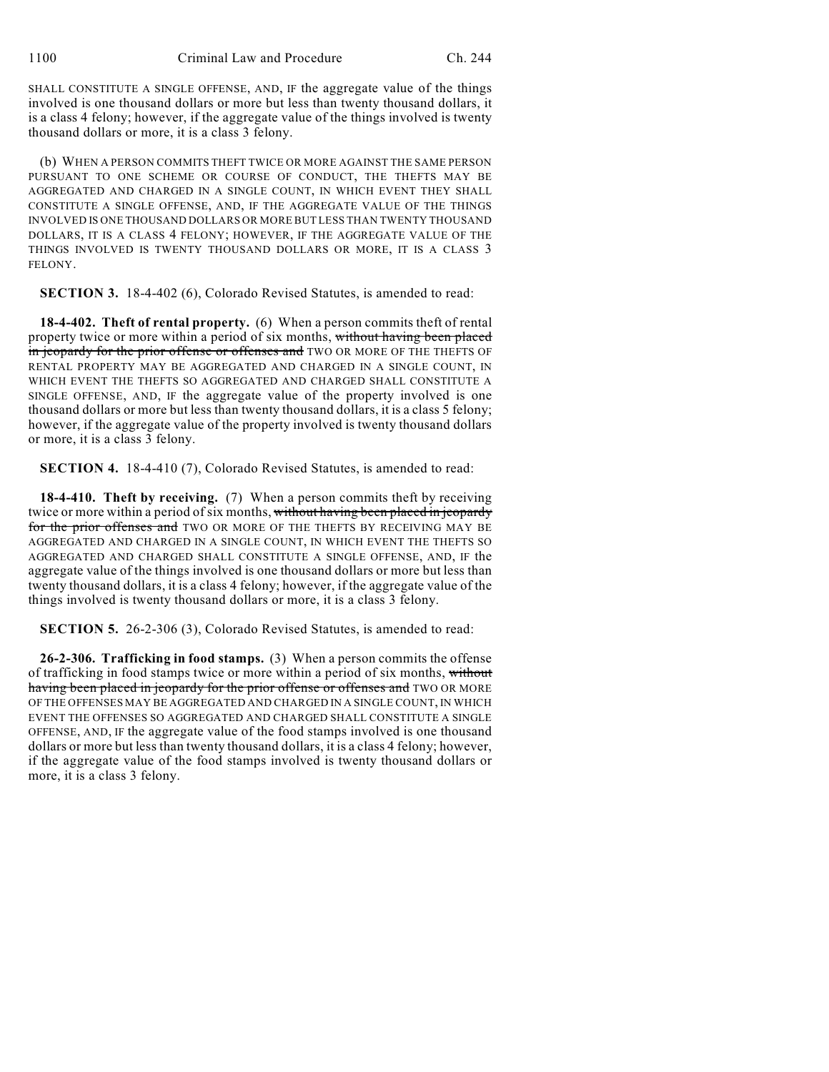SHALL CONSTITUTE A SINGLE OFFENSE, AND, IF the aggregate value of the things involved is one thousand dollars or more but less than twenty thousand dollars, it is a class 4 felony; however, if the aggregate value of the things involved is twenty thousand dollars or more, it is a class 3 felony.

(b) WHEN A PERSON COMMITS THEFT TWICE OR MORE AGAINST THE SAME PERSON PURSUANT TO ONE SCHEME OR COURSE OF CONDUCT, THE THEFTS MAY BE AGGREGATED AND CHARGED IN A SINGLE COUNT, IN WHICH EVENT THEY SHALL CONSTITUTE A SINGLE OFFENSE, AND, IF THE AGGREGATE VALUE OF THE THINGS INVOLVED IS ONE THOUSAND DOLLARS OR MORE BUT LESS THAN TWENTY THOUSAND DOLLARS, IT IS A CLASS 4 FELONY; HOWEVER, IF THE AGGREGATE VALUE OF THE THINGS INVOLVED IS TWENTY THOUSAND DOLLARS OR MORE, IT IS A CLASS 3 FELONY.

**SECTION 3.** 18-4-402 (6), Colorado Revised Statutes, is amended to read:

**18-4-402. Theft of rental property.** (6) When a person commits theft of rental property twice or more within a period of six months, ~~without having been placed in jeopardy for the prior offense or offenses and~~ TWO OR MORE OF THE THEFTS OF RENTAL PROPERTY MAY BE AGGREGATED AND CHARGED IN A SINGLE COUNT, IN WHICH EVENT THE THEFTS SO AGGREGATED AND CHARGED SHALL CONSTITUTE A SINGLE OFFENSE, AND, IF the aggregate value of the property involved is one thousand dollars or more but less than twenty thousand dollars, it is a class 5 felony; however, if the aggregate value of the property involved is twenty thousand dollars or more, it is a class 3 felony.

**SECTION 4.** 18-4-410 (7), Colorado Revised Statutes, is amended to read:

**18-4-410. Theft by receiving.** (7) When a person commits theft by receiving twice or more within a period of six months, ~~without having been placed in jeopardy for the prior offenses and~~ TWO OR MORE OF THE THEFTS BY RECEIVING MAY BE AGGREGATED AND CHARGED IN A SINGLE COUNT, IN WHICH EVENT THE THEFTS SO AGGREGATED AND CHARGED SHALL CONSTITUTE A SINGLE OFFENSE, AND, IF the aggregate value of the things involved is one thousand dollars or more but less than twenty thousand dollars, it is a class 4 felony; however, if the aggregate value of the things involved is twenty thousand dollars or more, it is a class 3 felony.

**SECTION 5.** 26-2-306 (3), Colorado Revised Statutes, is amended to read:

**26-2-306. Trafficking in food stamps.** (3) When a person commits the offense of trafficking in food stamps twice or more within a period of six months, ~~without having been placed in jeopardy for the prior offense or offenses and~~ TWO OR MORE OF THE OFFENSES MAY BE AGGREGATED AND CHARGED IN A SINGLE COUNT, IN WHICH EVENT THE OFFENSES SO AGGREGATED AND CHARGED SHALL CONSTITUTE A SINGLE OFFENSE, AND, IF the aggregate value of the food stamps involved is one thousand dollars or more but less than twenty thousand dollars, it is a class 4 felony; however, if the aggregate value of the food stamps involved is twenty thousand dollars or more, it is a class 3 felony.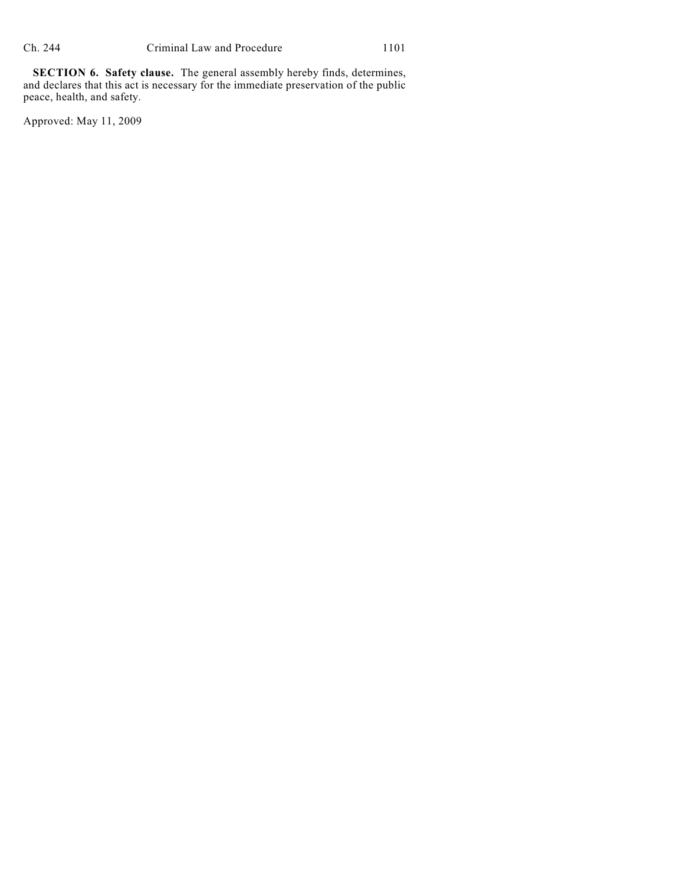**SECTION 6. Safety clause.** The general assembly hereby finds, determines, and declares that this act is necessary for the immediate preservation of the public peace, health, and safety.

Approved: May 11, 2009